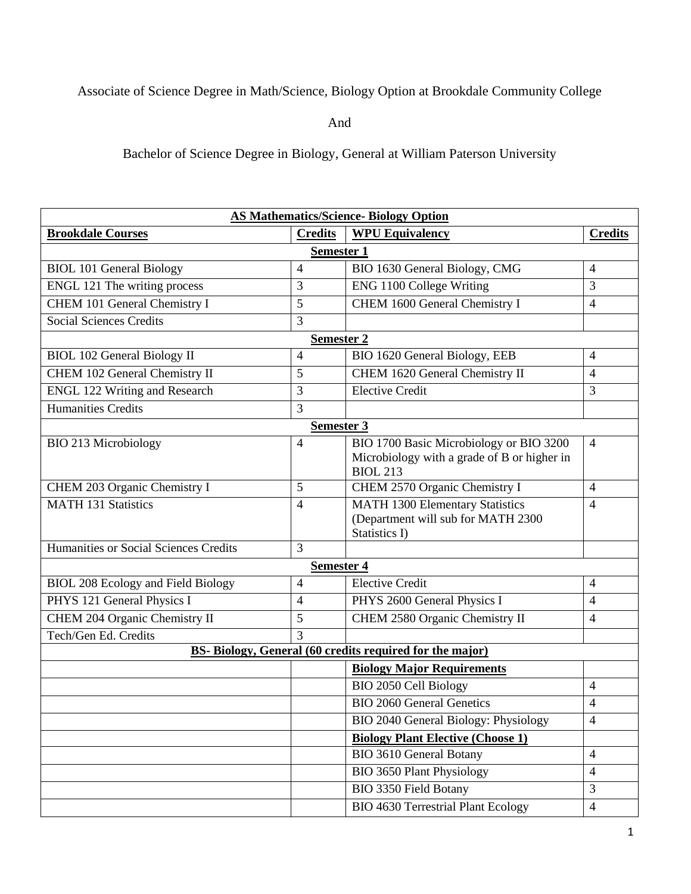Associate of Science Degree in Math/Science, Biology Option at Brookdale Community College

And

Bachelor of Science Degree in Biology, General at William Paterson University

| **AS Mathematics/Science- Biology Option** | | | |
|---|---|---|---|
| **Brookdale Courses** | **Credits** | **WPU Equivalency** | **Credits** |
| **Semester 1** | | | |
| BIOL 101 General Biology | 4 | BIO 1630 General Biology, CMG | 4 |
| ENGL 121 The writing process | 3 | ENG 1100 College Writing | 3 |
| CHEM 101 General Chemistry I | 5 | CHEM 1600 General Chemistry I | 4 |
| Social Sciences Credits | 3 | | |
| **Semester 2** | | | |
| BIOL 102 General Biology II | 4 | BIO 1620 General Biology, EEB | 4 |
| CHEM 102 General Chemistry II | 5 | CHEM 1620 General Chemistry II | 4 |
| ENGL 122 Writing and Research | 3 | Elective Credit | 3 |
| Humanities Credits | 3 | | |
| **Semester 3** | | | |
| BIO 213 Microbiology | 4 | BIO 1700 Basic Microbiology or BIO 3200 Microbiology with a grade of B or higher in BIOL 213 | 4 |
| CHEM 203 Organic Chemistry I | 5 | CHEM 2570 Organic Chemistry I | 4 |
| MATH 131 Statistics | 4 | MATH 1300 Elementary Statistics (Department will sub for MATH 2300 Statistics I) | 4 |
| Humanities or Social Sciences Credits | 3 | | |
| **Semester 4** | | | |
| BIOL 208 Ecology and Field Biology | 4 | Elective Credit | 4 |
| PHYS 121 General Physics I | 4 | PHYS 2600 General Physics I | 4 |
| CHEM 204 Organic Chemistry II | 5 | CHEM 2580 Organic Chemistry II | 4 |
| Tech/Gen Ed. Credits | 3 | | |
| **BS- Biology, General (60 credits required for the major)** | | | |
| | | **Biology Major Requirements** | |
| | | BIO 2050 Cell Biology | 4 |
| | | BIO 2060 General Genetics | 4 |
| | | BIO 2040 General Biology: Physiology | 4 |
| | | **Biology Plant Elective (Choose 1)** | |
| | | BIO 3610 General Botany | 4 |
| | | BIO 3650 Plant Physiology | 4 |
| | | BIO 3350 Field Botany | 3 |
| | | BIO 4630 Terrestrial Plant Ecology | 4 |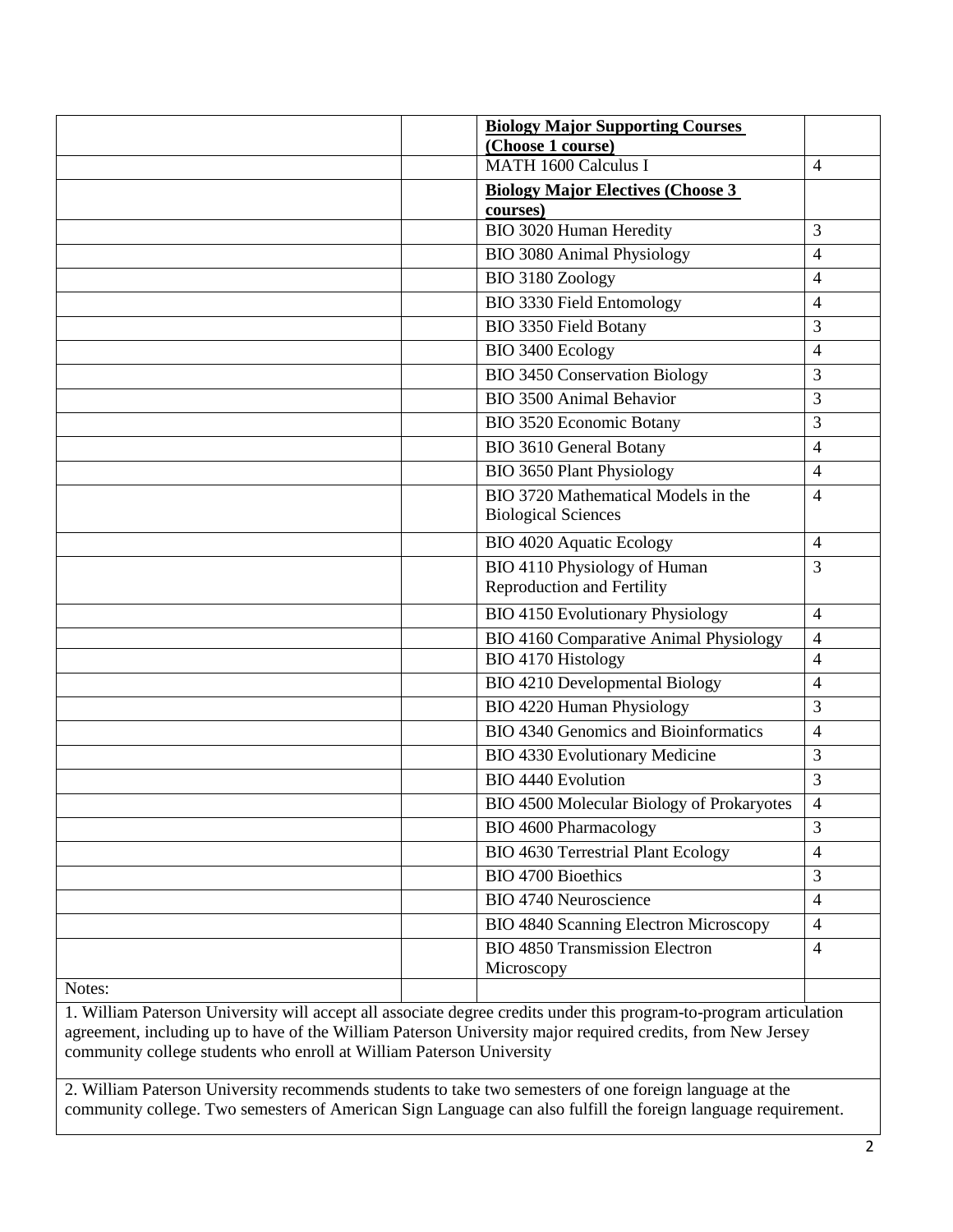| | | | |
|---|---|---|---|
| | | **Biology Major Supporting Courses (Choose 1 course)** | |
| | | MATH 1600 Calculus I | 4 |
| | | **Biology Major Electives (Choose 3 courses)** | |
| | | BIO 3020 Human Heredity | 3 |
| | | BIO 3080 Animal Physiology | 4 |
| | | BIO 3180 Zoology | 4 |
| | | BIO 3330 Field Entomology | 4 |
| | | BIO 3350 Field Botany | 3 |
| | | BIO 3400 Ecology | 4 |
| | | BIO 3450 Conservation Biology | 3 |
| | | BIO 3500 Animal Behavior | 3 |
| | | BIO 3520 Economic Botany | 3 |
| | | BIO 3610 General Botany | 4 |
| | | BIO 3650 Plant Physiology | 4 |
| | | BIO 3720 Mathematical Models in the Biological Sciences | 4 |
| | | BIO 4020 Aquatic Ecology | 4 |
| | | BIO 4110 Physiology of Human Reproduction and Fertility | 3 |
| | | BIO 4150 Evolutionary Physiology | 4 |
| | | BIO 4160 Comparative Animal Physiology | 4 |
| | | BIO 4170 Histology | 4 |
| | | BIO 4210 Developmental Biology | 4 |
| | | BIO 4220 Human Physiology | 3 |
| | | BIO 4340 Genomics and Bioinformatics | 4 |
| | | BIO 4330 Evolutionary Medicine | 3 |
| | | BIO 4440 Evolution | 3 |
| | | BIO 4500 Molecular Biology of Prokaryotes | 4 |
| | | BIO 4600 Pharmacology | 3 |
| | | BIO 4630 Terrestrial Plant Ecology | 4 |
| | | BIO 4700 Bioethics | 3 |
| | | BIO 4740 Neuroscience | 4 |
| | | BIO 4840 Scanning Electron Microscopy | 4 |
| | | BIO 4850 Transmission Electron Microscopy | 4 |
| Notes: | | | |

1. William Paterson University will accept all associate degree credits under this program-to-program articulation agreement, including up to have of the William Paterson University major required credits, from New Jersey community college students who enroll at William Paterson University

2. William Paterson University recommends students to take two semesters of one foreign language at the community college. Two semesters of American Sign Language can also fulfill the foreign language requirement.